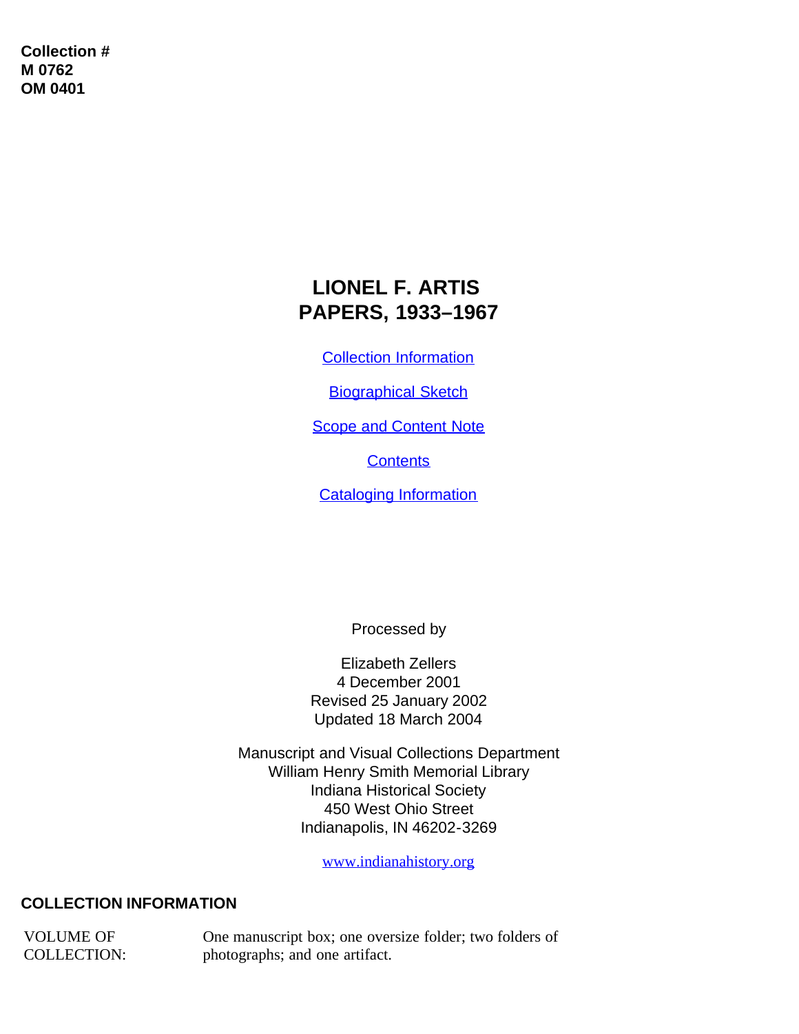**Collection #**
**M 0762**
**OM 0401**

# LIONEL F. ARTIS
# PAPERS, 1933–1967

[Collection Information]

[Biographical Sketch]

[Scope and Content Note]

[Contents]

[Cataloging Information]

Processed by

Elizabeth Zellers
4 December 2001
Revised 25 January 2002
Updated 18 March 2004

Manuscript and Visual Collections Department
William Henry Smith Memorial Library
Indiana Historical Society
450 West Ohio Street
Indianapolis, IN 46202-3269

www.indianahistory.org

## COLLECTION INFORMATION

| | |
|---|---|
| VOLUME OF COLLECTION: | One manuscript box; one oversize folder; two folders of photographs; and one artifact. |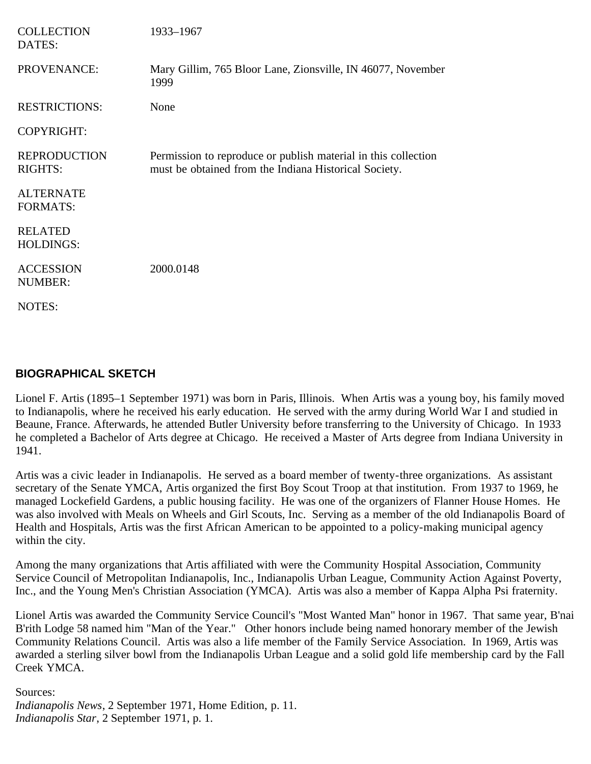| | |
|---|---|
| COLLECTION DATES: | 1933–1967 |
| PROVENANCE: | Mary Gillim, 765 Bloor Lane, Zionsville, IN 46077, November 1999 |
| RESTRICTIONS: | None |
| COPYRIGHT: | |
| REPRODUCTION RIGHTS: | Permission to reproduce or publish material in this collection must be obtained from the Indiana Historical Society. |
| ALTERNATE FORMATS: | |
| RELATED HOLDINGS: | |
| ACCESSION NUMBER: | 2000.0148 |
| NOTES: | |

## BIOGRAPHICAL SKETCH

Lionel F. Artis (1895–1 September 1971) was born in Paris, Illinois. When Artis was a young boy, his family moved to Indianapolis, where he received his early education. He served with the army during World War I and studied in Beaune, France. Afterwards, he attended Butler University before transferring to the University of Chicago. In 1933 he completed a Bachelor of Arts degree at Chicago. He received a Master of Arts degree from Indiana University in 1941.

Artis was a civic leader in Indianapolis. He served as a board member of twenty-three organizations. As assistant secretary of the Senate YMCA, Artis organized the first Boy Scout Troop at that institution. From 1937 to 1969, he managed Lockefield Gardens, a public housing facility. He was one of the organizers of Flanner House Homes. He was also involved with Meals on Wheels and Girl Scouts, Inc. Serving as a member of the old Indianapolis Board of Health and Hospitals, Artis was the first African American to be appointed to a policy-making municipal agency within the city.

Among the many organizations that Artis affiliated with were the Community Hospital Association, Community Service Council of Metropolitan Indianapolis, Inc., Indianapolis Urban League, Community Action Against Poverty, Inc., and the Young Men's Christian Association (YMCA). Artis was also a member of Kappa Alpha Psi fraternity.

Lionel Artis was awarded the Community Service Council's "Most Wanted Man" honor in 1967. That same year, B'nai B'rith Lodge 58 named him "Man of the Year." Other honors include being named honorary member of the Jewish Community Relations Council. Artis was also a life member of the Family Service Association. In 1969, Artis was awarded a sterling silver bowl from the Indianapolis Urban League and a solid gold life membership card by the Fall Creek YMCA.

Sources:
*Indianapolis News*, 2 September 1971, Home Edition, p. 11.
*Indianapolis Star*, 2 September 1971, p. 1.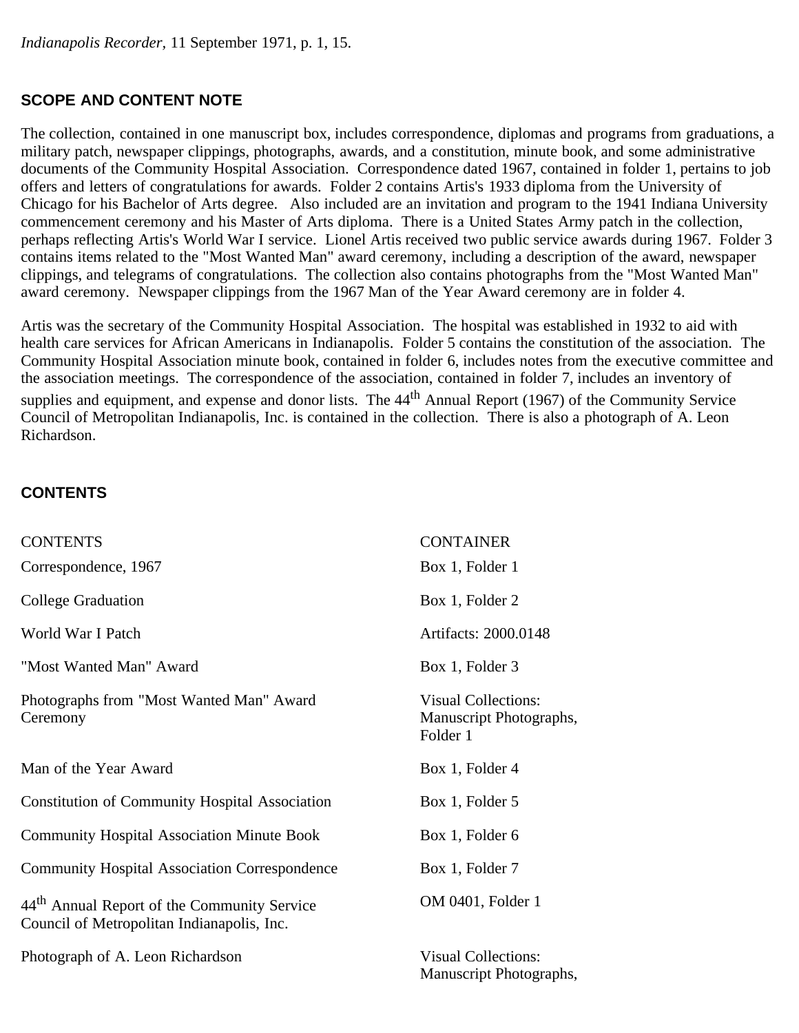*Indianapolis Recorder*, 11 September 1971, p. 1, 15.

## SCOPE AND CONTENT NOTE

The collection, contained in one manuscript box, includes correspondence, diplomas and programs from graduations, a military patch, newspaper clippings, photographs, awards, and a constitution, minute book, and some administrative documents of the Community Hospital Association. Correspondence dated 1967, contained in folder 1, pertains to job offers and letters of congratulations for awards. Folder 2 contains Artis's 1933 diploma from the University of Chicago for his Bachelor of Arts degree. Also included are an invitation and program to the 1941 Indiana University commencement ceremony and his Master of Arts diploma. There is a United States Army patch in the collection, perhaps reflecting Artis's World War I service. Lionel Artis received two public service awards during 1967. Folder 3 contains items related to the "Most Wanted Man" award ceremony, including a description of the award, newspaper clippings, and telegrams of congratulations. The collection also contains photographs from the "Most Wanted Man" award ceremony. Newspaper clippings from the 1967 Man of the Year Award ceremony are in folder 4.

Artis was the secretary of the Community Hospital Association. The hospital was established in 1932 to aid with health care services for African Americans in Indianapolis. Folder 5 contains the constitution of the association. The Community Hospital Association minute book, contained in folder 6, includes notes from the executive committee and the association meetings. The correspondence of the association, contained in folder 7, includes an inventory of supplies and equipment, and expense and donor lists. The 44th Annual Report (1967) of the Community Service Council of Metropolitan Indianapolis, Inc. is contained in the collection. There is also a photograph of A. Leon Richardson.

## CONTENTS

| CONTENTS | CONTAINER |
|---|---|
| Correspondence, 1967 | Box 1, Folder 1 |
| College Graduation | Box 1, Folder 2 |
| World War I Patch | Artifacts: 2000.0148 |
| "Most Wanted Man" Award | Box 1, Folder 3 |
| Photographs from "Most Wanted Man" Award Ceremony | Visual Collections: Manuscript Photographs, Folder 1 |
| Man of the Year Award | Box 1, Folder 4 |
| Constitution of Community Hospital Association | Box 1, Folder 5 |
| Community Hospital Association Minute Book | Box 1, Folder 6 |
| Community Hospital Association Correspondence | Box 1, Folder 7 |
| 44th Annual Report of the Community Service Council of Metropolitan Indianapolis, Inc. | OM 0401, Folder 1 |
| Photograph of A. Leon Richardson | Visual Collections: Manuscript Photographs, |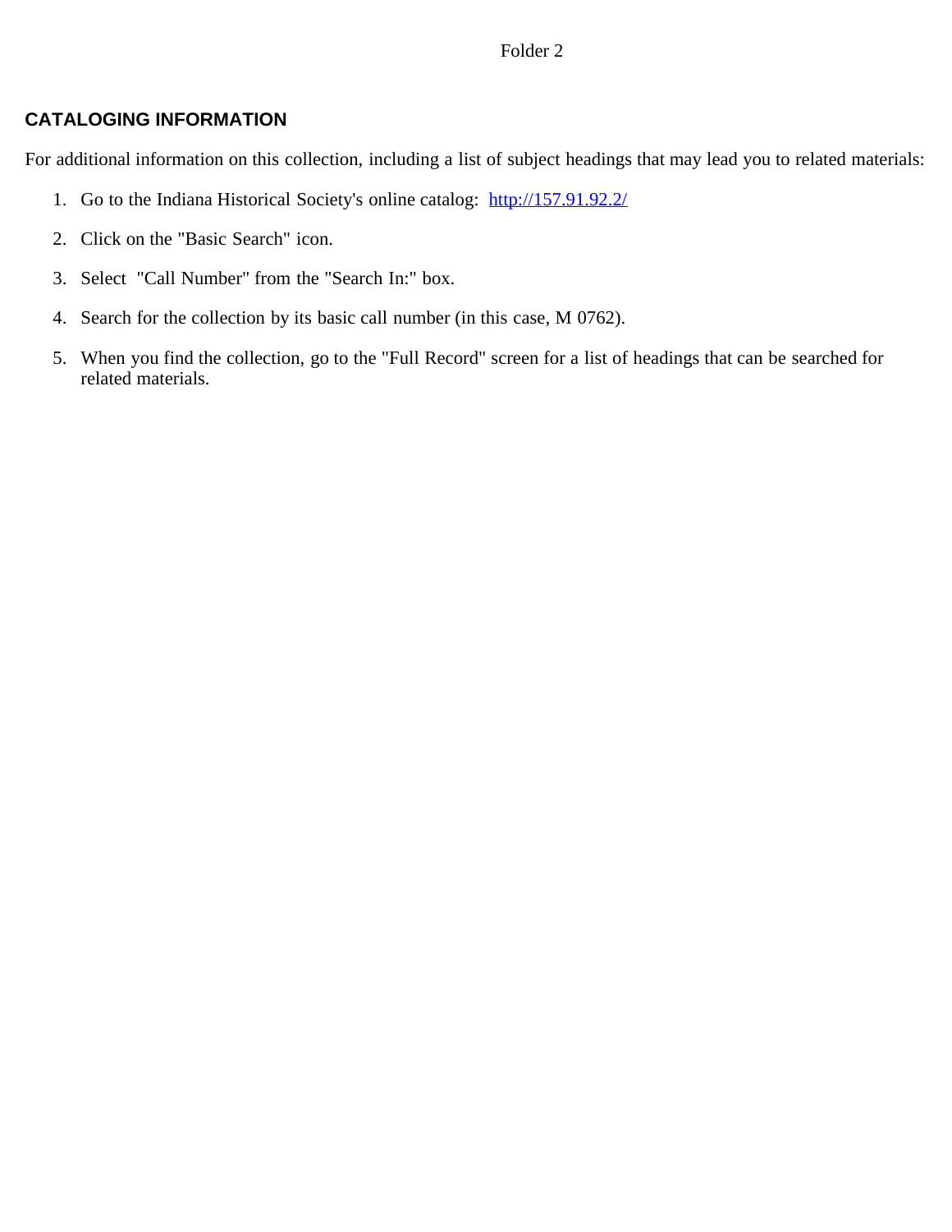Folder 2

## CATALOGING INFORMATION

For additional information on this collection, including a list of subject headings that may lead you to related materials:

1. Go to the Indiana Historical Society's online catalog: http://157.91.92.2/
2. Click on the "Basic Search" icon.
3. Select "Call Number" from the "Search In:" box.
4. Search for the collection by its basic call number (in this case, M 0762).
5. When you find the collection, go to the "Full Record" screen for a list of headings that can be searched for related materials.